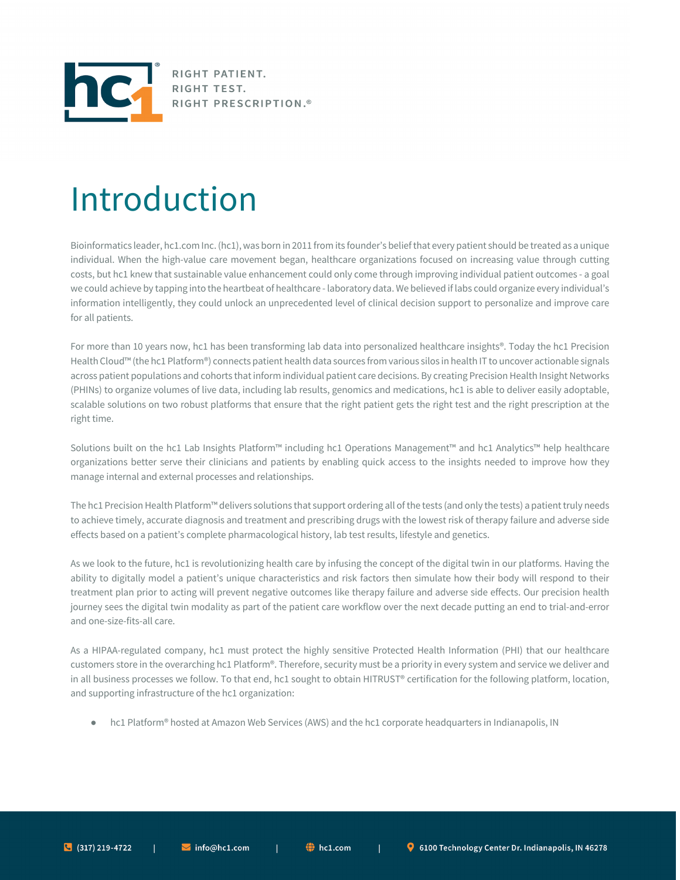RIGHT PATIENT.
RIGHT TEST.
RIGHT PRESCRIPTION.®

# Introduction

Bioinformatics leader, hc1.com Inc. (hc1), was born in 2011 from its founder's belief that every patient should be treated as a unique individual. When the high-value care movement began, healthcare organizations focused on increasing value through cutting costs, but hc1 knew that sustainable value enhancement could only come through improving individual patient outcomes - a goal we could achieve by tapping into the heartbeat of healthcare - laboratory data. We believed if labs could organize every individual's information intelligently, they could unlock an unprecedented level of clinical decision support to personalize and improve care for all patients.

For more than 10 years now, hc1 has been transforming lab data into personalized healthcare insights®. Today the hc1 Precision Health Cloud™ (the hc1 Platform®) connects patient health data sources from various silos in health IT to uncover actionable signals across patient populations and cohorts that inform individual patient care decisions. By creating Precision Health Insight Networks (PHINs) to organize volumes of live data, including lab results, genomics and medications, hc1 is able to deliver easily adoptable, scalable solutions on two robust platforms that ensure that the right patient gets the right test and the right prescription at the right time.

Solutions built on the hc1 Lab Insights Platform™ including hc1 Operations Management™ and hc1 Analytics™ help healthcare organizations better serve their clinicians and patients by enabling quick access to the insights needed to improve how they manage internal and external processes and relationships.

The hc1 Precision Health Platform™ delivers solutions that support ordering all of the tests (and only the tests) a patient truly needs to achieve timely, accurate diagnosis and treatment and prescribing drugs with the lowest risk of therapy failure and adverse side effects based on a patient's complete pharmacological history, lab test results, lifestyle and genetics.

As we look to the future, hc1 is revolutionizing health care by infusing the concept of the digital twin in our platforms. Having the ability to digitally model a patient's unique characteristics and risk factors then simulate how their body will respond to their treatment plan prior to acting will prevent negative outcomes like therapy failure and adverse side effects. Our precision health journey sees the digital twin modality as part of the patient care workflow over the next decade putting an end to trial-and-error and one-size-fits-all care.

As a HIPAA-regulated company, hc1 must protect the highly sensitive Protected Health Information (PHI) that our healthcare customers store in the overarching hc1 Platform®. Therefore, security must be a priority in every system and service we deliver and in all business processes we follow. To that end, hc1 sought to obtain HITRUST® certification for the following platform, location, and supporting infrastructure of the hc1 organization:

- hc1 Platform® hosted at Amazon Web Services (AWS) and the hc1 corporate headquarters in Indianapolis, IN

(317) 219-4722 | info@hc1.com | hc1.com | 6100 Technology Center Dr. Indianapolis, IN 46278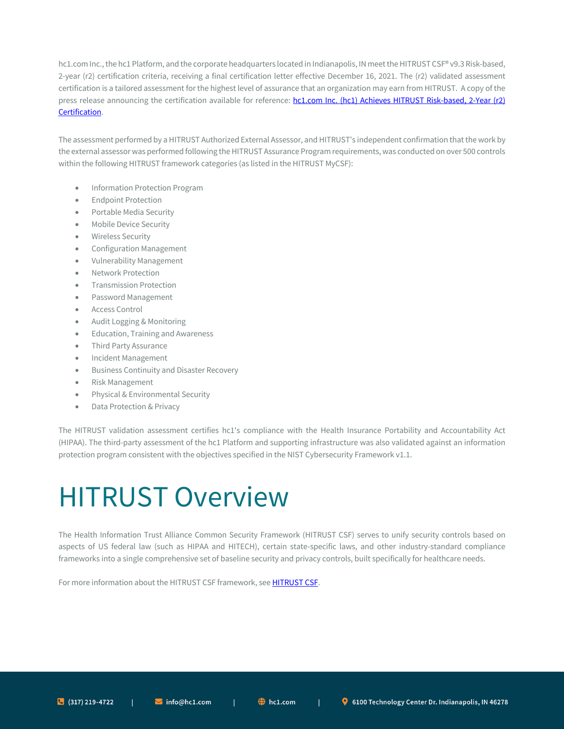hc1.com Inc., the hc1 Platform, and the corporate headquarters located in Indianapolis, IN meet the HITRUST CSF® v9.3 Risk-based, 2-year (r2) certification criteria, receiving a final certification letter effective December 16, 2021. The (r2) validated assessment certification is a tailored assessment for the highest level of assurance that an organization may earn from HITRUST. A copy of the press release announcing the certification available for reference: [hc1.com Inc. (hc1) Achieves HITRUST Risk-based, 2-Year (r2) Certification]().

The assessment performed by a HITRUST Authorized External Assessor, and HITRUST's independent confirmation that the work by the external assessor was performed following the HITRUST Assurance Program requirements, was conducted on over 500 controls within the following HITRUST framework categories (as listed in the HITRUST MyCSF):

- Information Protection Program
- Endpoint Protection
- Portable Media Security
- Mobile Device Security
- Wireless Security
- Configuration Management
- Vulnerability Management
- Network Protection
- Transmission Protection
- Password Management
- Access Control
- Audit Logging & Monitoring
- Education, Training and Awareness
- Third Party Assurance
- Incident Management
- Business Continuity and Disaster Recovery
- Risk Management
- Physical & Environmental Security
- Data Protection & Privacy

The HITRUST validation assessment certifies hc1's compliance with the Health Insurance Portability and Accountability Act (HIPAA). The third-party assessment of the hc1 Platform and supporting infrastructure was also validated against an information protection program consistent with the objectives specified in the NIST Cybersecurity Framework v1.1.

# HITRUST Overview

The Health Information Trust Alliance Common Security Framework (HITRUST CSF) serves to unify security controls based on aspects of US federal law (such as HIPAA and HITECH), certain state-specific laws, and other industry-standard compliance frameworks into a single comprehensive set of baseline security and privacy controls, built specifically for healthcare needs.

For more information about the HITRUST CSF framework, see [HITRUST CSF]().

(317) 219-4722 | info@hc1.com | hc1.com | 6100 Technology Center Dr. Indianapolis, IN 46278